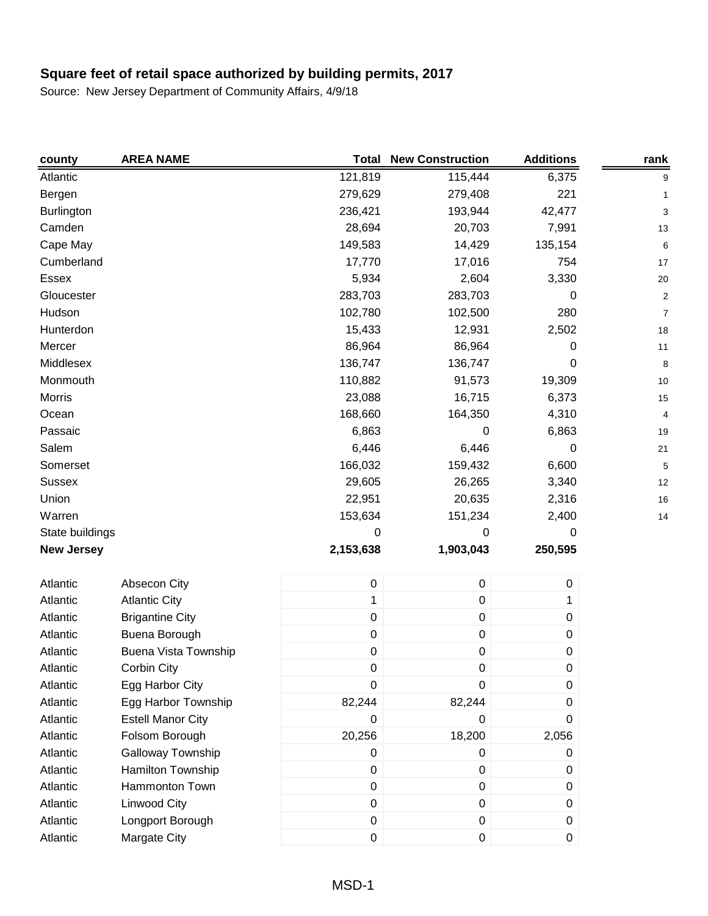**Square feet of retail space authorized by building permits, 2017**

Source: New Jersey Department of Community Affairs, 4/9/18

| county | AREA NAME | Total | New Construction | Additions | rank |
|---|---|---|---|---|---|
| Atlantic | | 121,819 | 115,444 | 6,375 | 9 |
| Bergen | | 279,629 | 279,408 | 221 | 1 |
| Burlington | | 236,421 | 193,944 | 42,477 | 3 |
| Camden | | 28,694 | 20,703 | 7,991 | 13 |
| Cape May | | 149,583 | 14,429 | 135,154 | 6 |
| Cumberland | | 17,770 | 17,016 | 754 | 17 |
| Essex | | 5,934 | 2,604 | 3,330 | 20 |
| Gloucester | | 283,703 | 283,703 | 0 | 2 |
| Hudson | | 102,780 | 102,500 | 280 | 7 |
| Hunterdon | | 15,433 | 12,931 | 2,502 | 18 |
| Mercer | | 86,964 | 86,964 | 0 | 11 |
| Middlesex | | 136,747 | 136,747 | 0 | 8 |
| Monmouth | | 110,882 | 91,573 | 19,309 | 10 |
| Morris | | 23,088 | 16,715 | 6,373 | 15 |
| Ocean | | 168,660 | 164,350 | 4,310 | 4 |
| Passaic | | 6,863 | 0 | 6,863 | 19 |
| Salem | | 6,446 | 6,446 | 0 | 21 |
| Somerset | | 166,032 | 159,432 | 6,600 | 5 |
| Sussex | | 29,605 | 26,265 | 3,340 | 12 |
| Union | | 22,951 | 20,635 | 2,316 | 16 |
| Warren | | 153,634 | 151,234 | 2,400 | 14 |
| State buildings | | 0 | 0 | 0 | |
| **New Jersey** | | **2,153,638** | **1,903,043** | **250,595** | |
| | | | | | |
| Atlantic | Absecon City | 0 | 0 | 0 | |
| Atlantic | Atlantic City | 1 | 0 | 1 | |
| Atlantic | Brigantine City | 0 | 0 | 0 | |
| Atlantic | Buena Borough | 0 | 0 | 0 | |
| Atlantic | Buena Vista Township | 0 | 0 | 0 | |
| Atlantic | Corbin City | 0 | 0 | 0 | |
| Atlantic | Egg Harbor City | 0 | 0 | 0 | |
| Atlantic | Egg Harbor Township | 82,244 | 82,244 | 0 | |
| Atlantic | Estell Manor City | 0 | 0 | 0 | |
| Atlantic | Folsom Borough | 20,256 | 18,200 | 2,056 | |
| Atlantic | Galloway Township | 0 | 0 | 0 | |
| Atlantic | Hamilton Township | 0 | 0 | 0 | |
| Atlantic | Hammonton Town | 0 | 0 | 0 | |
| Atlantic | Linwood City | 0 | 0 | 0 | |
| Atlantic | Longport Borough | 0 | 0 | 0 | |
| Atlantic | Margate City | 0 | 0 | 0 | |

MSD-1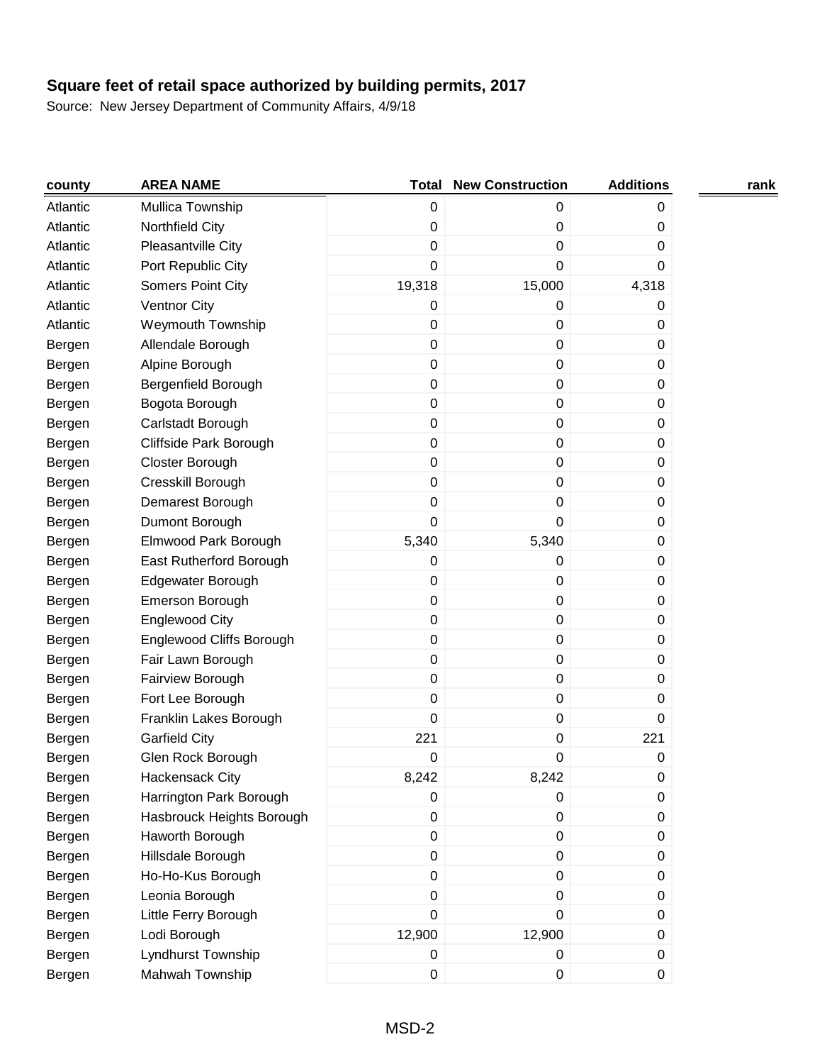**Square feet of retail space authorized by building permits, 2017**

Source: New Jersey Department of Community Affairs, 4/9/18

| county | AREA NAME | Total | New Construction | Additions | rank |
|---|---|---|---|---|---|
| Atlantic | Mullica Township | 0 | 0 | 0 | |
| Atlantic | Northfield City | 0 | 0 | 0 | |
| Atlantic | Pleasantville City | 0 | 0 | 0 | |
| Atlantic | Port Republic City | 0 | 0 | 0 | |
| Atlantic | Somers Point City | 19,318 | 15,000 | 4,318 | |
| Atlantic | Ventnor City | 0 | 0 | 0 | |
| Atlantic | Weymouth Township | 0 | 0 | 0 | |
| Bergen | Allendale Borough | 0 | 0 | 0 | |
| Bergen | Alpine Borough | 0 | 0 | 0 | |
| Bergen | Bergenfield Borough | 0 | 0 | 0 | |
| Bergen | Bogota Borough | 0 | 0 | 0 | |
| Bergen | Carlstadt Borough | 0 | 0 | 0 | |
| Bergen | Cliffside Park Borough | 0 | 0 | 0 | |
| Bergen | Closter Borough | 0 | 0 | 0 | |
| Bergen | Cresskill Borough | 0 | 0 | 0 | |
| Bergen | Demarest Borough | 0 | 0 | 0 | |
| Bergen | Dumont Borough | 0 | 0 | 0 | |
| Bergen | Elmwood Park Borough | 5,340 | 5,340 | 0 | |
| Bergen | East Rutherford Borough | 0 | 0 | 0 | |
| Bergen | Edgewater Borough | 0 | 0 | 0 | |
| Bergen | Emerson Borough | 0 | 0 | 0 | |
| Bergen | Englewood City | 0 | 0 | 0 | |
| Bergen | Englewood Cliffs Borough | 0 | 0 | 0 | |
| Bergen | Fair Lawn Borough | 0 | 0 | 0 | |
| Bergen | Fairview Borough | 0 | 0 | 0 | |
| Bergen | Fort Lee Borough | 0 | 0 | 0 | |
| Bergen | Franklin Lakes Borough | 0 | 0 | 0 | |
| Bergen | Garfield City | 221 | 0 | 221 | |
| Bergen | Glen Rock Borough | 0 | 0 | 0 | |
| Bergen | Hackensack City | 8,242 | 8,242 | 0 | |
| Bergen | Harrington Park Borough | 0 | 0 | 0 | |
| Bergen | Hasbrouck Heights Borough | 0 | 0 | 0 | |
| Bergen | Haworth Borough | 0 | 0 | 0 | |
| Bergen | Hillsdale Borough | 0 | 0 | 0 | |
| Bergen | Ho-Ho-Kus Borough | 0 | 0 | 0 | |
| Bergen | Leonia Borough | 0 | 0 | 0 | |
| Bergen | Little Ferry Borough | 0 | 0 | 0 | |
| Bergen | Lodi Borough | 12,900 | 12,900 | 0 | |
| Bergen | Lyndhurst Township | 0 | 0 | 0 | |
| Bergen | Mahwah Township | 0 | 0 | 0 | |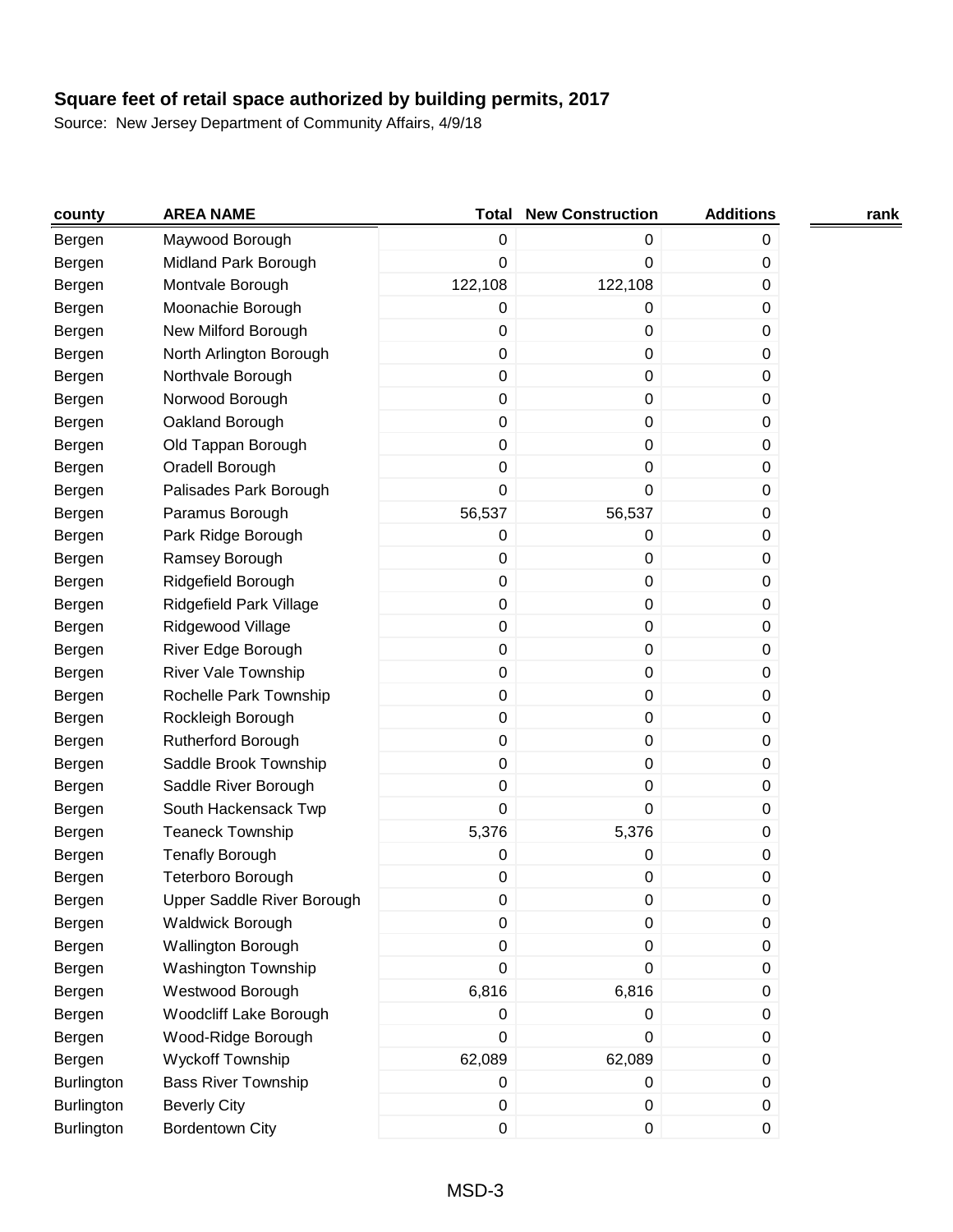**Square feet of retail space authorized by building permits, 2017**

Source: New Jersey Department of Community Affairs, 4/9/18

| county | AREA NAME | Total | New Construction | Additions | rank |
|---|---|---|---|---|---|
| Bergen | Maywood Borough | 0 | 0 | 0 | |
| Bergen | Midland Park Borough | 0 | 0 | 0 | |
| Bergen | Montvale Borough | 122,108 | 122,108 | 0 | |
| Bergen | Moonachie Borough | 0 | 0 | 0 | |
| Bergen | New Milford Borough | 0 | 0 | 0 | |
| Bergen | North Arlington Borough | 0 | 0 | 0 | |
| Bergen | Northvale Borough | 0 | 0 | 0 | |
| Bergen | Norwood Borough | 0 | 0 | 0 | |
| Bergen | Oakland Borough | 0 | 0 | 0 | |
| Bergen | Old Tappan Borough | 0 | 0 | 0 | |
| Bergen | Oradell Borough | 0 | 0 | 0 | |
| Bergen | Palisades Park Borough | 0 | 0 | 0 | |
| Bergen | Paramus Borough | 56,537 | 56,537 | 0 | |
| Bergen | Park Ridge Borough | 0 | 0 | 0 | |
| Bergen | Ramsey Borough | 0 | 0 | 0 | |
| Bergen | Ridgefield Borough | 0 | 0 | 0 | |
| Bergen | Ridgefield Park Village | 0 | 0 | 0 | |
| Bergen | Ridgewood Village | 0 | 0 | 0 | |
| Bergen | River Edge Borough | 0 | 0 | 0 | |
| Bergen | River Vale Township | 0 | 0 | 0 | |
| Bergen | Rochelle Park Township | 0 | 0 | 0 | |
| Bergen | Rockleigh Borough | 0 | 0 | 0 | |
| Bergen | Rutherford Borough | 0 | 0 | 0 | |
| Bergen | Saddle Brook Township | 0 | 0 | 0 | |
| Bergen | Saddle River Borough | 0 | 0 | 0 | |
| Bergen | South Hackensack Twp | 0 | 0 | 0 | |
| Bergen | Teaneck Township | 5,376 | 5,376 | 0 | |
| Bergen | Tenafly Borough | 0 | 0 | 0 | |
| Bergen | Teterboro Borough | 0 | 0 | 0 | |
| Bergen | Upper Saddle River Borough | 0 | 0 | 0 | |
| Bergen | Waldwick Borough | 0 | 0 | 0 | |
| Bergen | Wallington Borough | 0 | 0 | 0 | |
| Bergen | Washington Township | 0 | 0 | 0 | |
| Bergen | Westwood Borough | 6,816 | 6,816 | 0 | |
| Bergen | Woodcliff Lake Borough | 0 | 0 | 0 | |
| Bergen | Wood-Ridge Borough | 0 | 0 | 0 | |
| Bergen | Wyckoff Township | 62,089 | 62,089 | 0 | |
| Burlington | Bass River Township | 0 | 0 | 0 | |
| Burlington | Beverly City | 0 | 0 | 0 | |
| Burlington | Bordentown City | 0 | 0 | 0 | |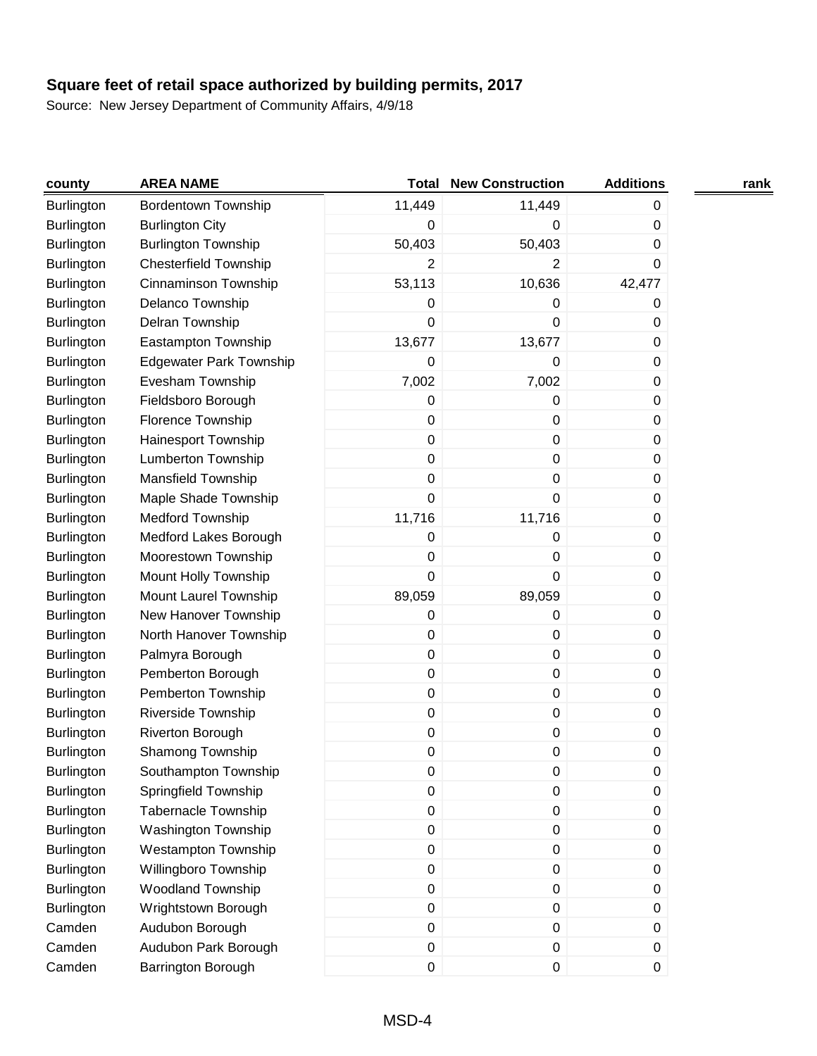# Square feet of retail space authorized by building permits, 2017

Source: New Jersey Department of Community Affairs, 4/9/18

| county | AREA NAME | Total | New Construction | Additions | rank |
|---|---|---|---|---|---|
| Burlington | Bordentown Township | 11,449 | 11,449 | 0 | |
| Burlington | Burlington City | 0 | 0 | 0 | |
| Burlington | Burlington Township | 50,403 | 50,403 | 0 | |
| Burlington | Chesterfield Township | 2 | 2 | 0 | |
| Burlington | Cinnaminson Township | 53,113 | 10,636 | 42,477 | |
| Burlington | Delanco Township | 0 | 0 | 0 | |
| Burlington | Delran Township | 0 | 0 | 0 | |
| Burlington | Eastampton Township | 13,677 | 13,677 | 0 | |
| Burlington | Edgewater Park Township | 0 | 0 | 0 | |
| Burlington | Evesham Township | 7,002 | 7,002 | 0 | |
| Burlington | Fieldsboro Borough | 0 | 0 | 0 | |
| Burlington | Florence Township | 0 | 0 | 0 | |
| Burlington | Hainesport Township | 0 | 0 | 0 | |
| Burlington | Lumberton Township | 0 | 0 | 0 | |
| Burlington | Mansfield Township | 0 | 0 | 0 | |
| Burlington | Maple Shade Township | 0 | 0 | 0 | |
| Burlington | Medford Township | 11,716 | 11,716 | 0 | |
| Burlington | Medford Lakes Borough | 0 | 0 | 0 | |
| Burlington | Moorestown Township | 0 | 0 | 0 | |
| Burlington | Mount Holly Township | 0 | 0 | 0 | |
| Burlington | Mount Laurel Township | 89,059 | 89,059 | 0 | |
| Burlington | New Hanover Township | 0 | 0 | 0 | |
| Burlington | North Hanover Township | 0 | 0 | 0 | |
| Burlington | Palmyra Borough | 0 | 0 | 0 | |
| Burlington | Pemberton Borough | 0 | 0 | 0 | |
| Burlington | Pemberton Township | 0 | 0 | 0 | |
| Burlington | Riverside Township | 0 | 0 | 0 | |
| Burlington | Riverton Borough | 0 | 0 | 0 | |
| Burlington | Shamong Township | 0 | 0 | 0 | |
| Burlington | Southampton Township | 0 | 0 | 0 | |
| Burlington | Springfield Township | 0 | 0 | 0 | |
| Burlington | Tabernacle Township | 0 | 0 | 0 | |
| Burlington | Washington Township | 0 | 0 | 0 | |
| Burlington | Westampton Township | 0 | 0 | 0 | |
| Burlington | Willingboro Township | 0 | 0 | 0 | |
| Burlington | Woodland Township | 0 | 0 | 0 | |
| Burlington | Wrightstown Borough | 0 | 0 | 0 | |
| Camden | Audubon Borough | 0 | 0 | 0 | |
| Camden | Audubon Park Borough | 0 | 0 | 0 | |
| Camden | Barrington Borough | 0 | 0 | 0 | |

MSD-4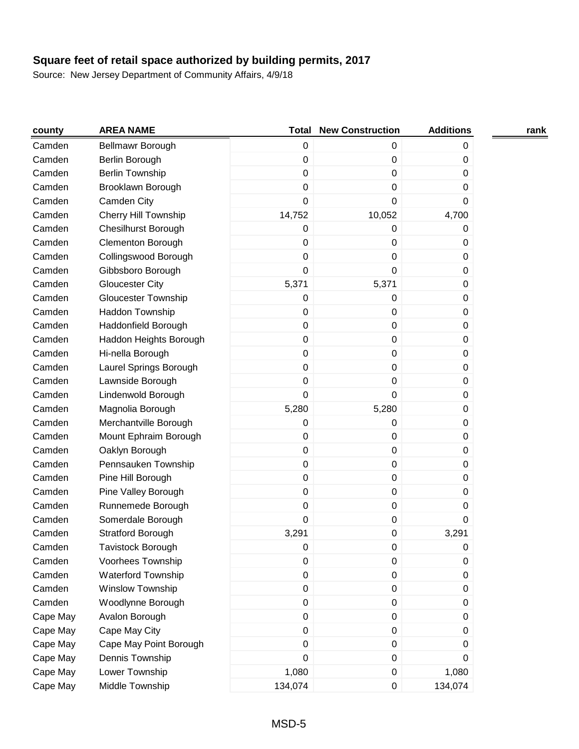**Square feet of retail space authorized by building permits, 2017**

Source: New Jersey Department of Community Affairs, 4/9/18

| county | AREA NAME | Total | New Construction | Additions | rank |
|---|---|---|---|---|---|
| Camden | Bellmawr Borough | 0 | 0 | 0 | |
| Camden | Berlin Borough | 0 | 0 | 0 | |
| Camden | Berlin Township | 0 | 0 | 0 | |
| Camden | Brooklawn Borough | 0 | 0 | 0 | |
| Camden | Camden City | 0 | 0 | 0 | |
| Camden | Cherry Hill Township | 14,752 | 10,052 | 4,700 | |
| Camden | Chesilhurst Borough | 0 | 0 | 0 | |
| Camden | Clementon Borough | 0 | 0 | 0 | |
| Camden | Collingswood Borough | 0 | 0 | 0 | |
| Camden | Gibbsboro Borough | 0 | 0 | 0 | |
| Camden | Gloucester City | 5,371 | 5,371 | 0 | |
| Camden | Gloucester Township | 0 | 0 | 0 | |
| Camden | Haddon Township | 0 | 0 | 0 | |
| Camden | Haddonfield Borough | 0 | 0 | 0 | |
| Camden | Haddon Heights Borough | 0 | 0 | 0 | |
| Camden | Hi-nella Borough | 0 | 0 | 0 | |
| Camden | Laurel Springs Borough | 0 | 0 | 0 | |
| Camden | Lawnside Borough | 0 | 0 | 0 | |
| Camden | Lindenwold Borough | 0 | 0 | 0 | |
| Camden | Magnolia Borough | 5,280 | 5,280 | 0 | |
| Camden | Merchantville Borough | 0 | 0 | 0 | |
| Camden | Mount Ephraim Borough | 0 | 0 | 0 | |
| Camden | Oaklyn Borough | 0 | 0 | 0 | |
| Camden | Pennsauken Township | 0 | 0 | 0 | |
| Camden | Pine Hill Borough | 0 | 0 | 0 | |
| Camden | Pine Valley Borough | 0 | 0 | 0 | |
| Camden | Runnemede Borough | 0 | 0 | 0 | |
| Camden | Somerdale Borough | 0 | 0 | 0 | |
| Camden | Stratford Borough | 3,291 | 0 | 3,291 | |
| Camden | Tavistock Borough | 0 | 0 | 0 | |
| Camden | Voorhees Township | 0 | 0 | 0 | |
| Camden | Waterford Township | 0 | 0 | 0 | |
| Camden | Winslow Township | 0 | 0 | 0 | |
| Camden | Woodlynne Borough | 0 | 0 | 0 | |
| Cape May | Avalon Borough | 0 | 0 | 0 | |
| Cape May | Cape May City | 0 | 0 | 0 | |
| Cape May | Cape May Point Borough | 0 | 0 | 0 | |
| Cape May | Dennis Township | 0 | 0 | 0 | |
| Cape May | Lower Township | 1,080 | 0 | 1,080 | |
| Cape May | Middle Township | 134,074 | 0 | 134,074 | |

MSD-5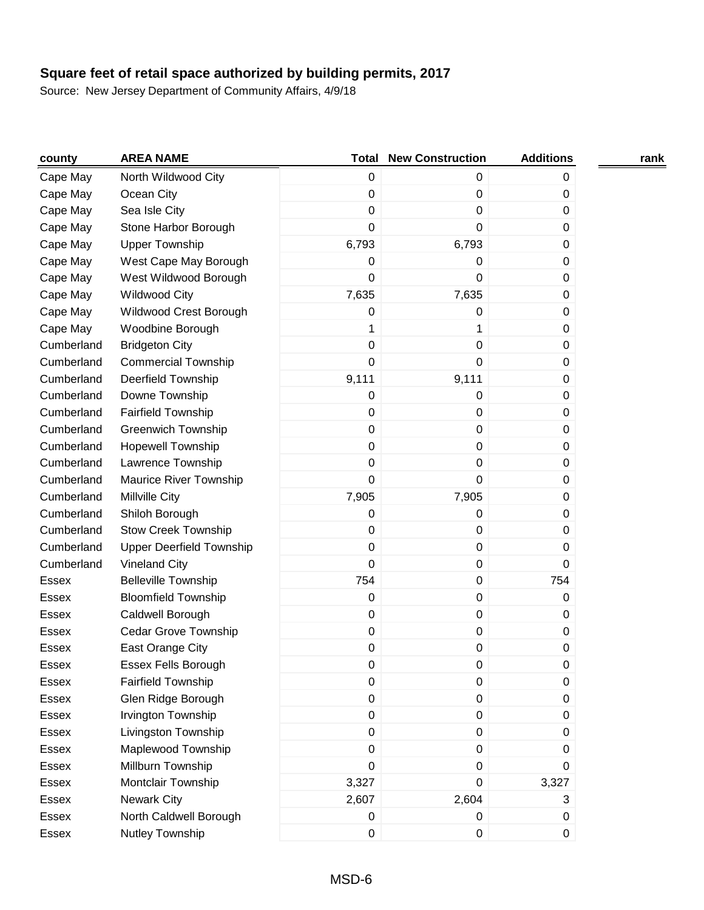**Square feet of retail space authorized by building permits, 2017**

Source: New Jersey Department of Community Affairs, 4/9/18

| county | AREA NAME | Total | New Construction | Additions | rank |
|---|---|---|---|---|---|
| Cape May | North Wildwood City | 0 | 0 | 0 | |
| Cape May | Ocean City | 0 | 0 | 0 | |
| Cape May | Sea Isle City | 0 | 0 | 0 | |
| Cape May | Stone Harbor Borough | 0 | 0 | 0 | |
| Cape May | Upper Township | 6,793 | 6,793 | 0 | |
| Cape May | West Cape May Borough | 0 | 0 | 0 | |
| Cape May | West Wildwood Borough | 0 | 0 | 0 | |
| Cape May | Wildwood City | 7,635 | 7,635 | 0 | |
| Cape May | Wildwood Crest Borough | 0 | 0 | 0 | |
| Cape May | Woodbine Borough | 1 | 1 | 0 | |
| Cumberland | Bridgeton City | 0 | 0 | 0 | |
| Cumberland | Commercial Township | 0 | 0 | 0 | |
| Cumberland | Deerfield Township | 9,111 | 9,111 | 0 | |
| Cumberland | Downe Township | 0 | 0 | 0 | |
| Cumberland | Fairfield Township | 0 | 0 | 0 | |
| Cumberland | Greenwich Township | 0 | 0 | 0 | |
| Cumberland | Hopewell Township | 0 | 0 | 0 | |
| Cumberland | Lawrence Township | 0 | 0 | 0 | |
| Cumberland | Maurice River Township | 0 | 0 | 0 | |
| Cumberland | Millville City | 7,905 | 7,905 | 0 | |
| Cumberland | Shiloh Borough | 0 | 0 | 0 | |
| Cumberland | Stow Creek Township | 0 | 0 | 0 | |
| Cumberland | Upper Deerfield Township | 0 | 0 | 0 | |
| Cumberland | Vineland City | 0 | 0 | 0 | |
| Essex | Belleville Township | 754 | 0 | 754 | |
| Essex | Bloomfield Township | 0 | 0 | 0 | |
| Essex | Caldwell Borough | 0 | 0 | 0 | |
| Essex | Cedar Grove Township | 0 | 0 | 0 | |
| Essex | East Orange City | 0 | 0 | 0 | |
| Essex | Essex Fells Borough | 0 | 0 | 0 | |
| Essex | Fairfield Township | 0 | 0 | 0 | |
| Essex | Glen Ridge Borough | 0 | 0 | 0 | |
| Essex | Irvington Township | 0 | 0 | 0 | |
| Essex | Livingston Township | 0 | 0 | 0 | |
| Essex | Maplewood Township | 0 | 0 | 0 | |
| Essex | Millburn Township | 0 | 0 | 0 | |
| Essex | Montclair Township | 3,327 | 0 | 3,327 | |
| Essex | Newark City | 2,607 | 2,604 | 3 | |
| Essex | North Caldwell Borough | 0 | 0 | 0 | |
| Essex | Nutley Township | 0 | 0 | 0 | |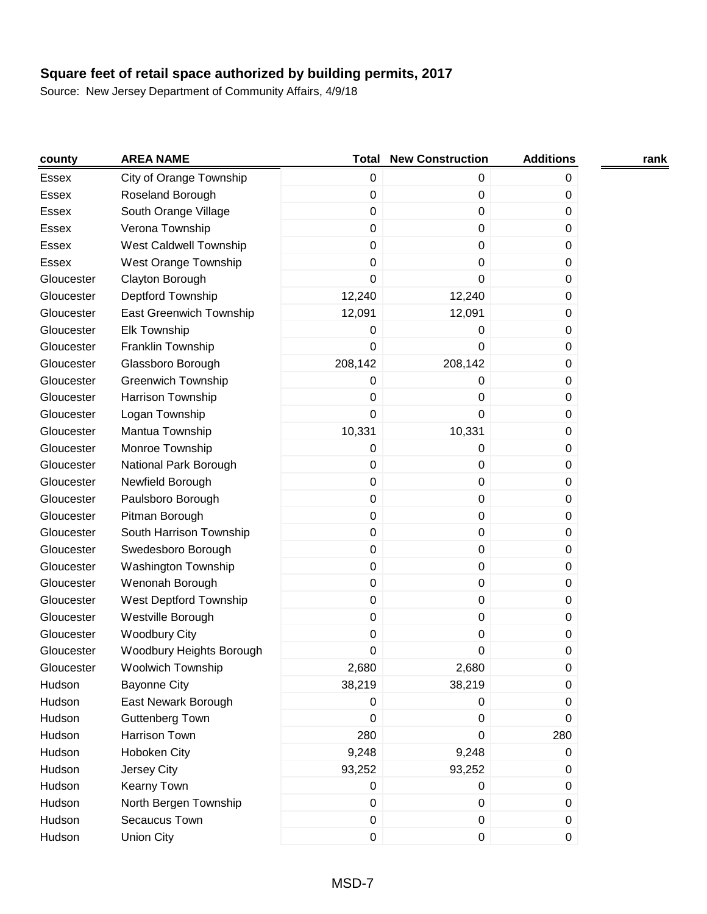**Square feet of retail space authorized by building permits, 2017**

Source: New Jersey Department of Community Affairs, 4/9/18

| county | AREA NAME | Total | New Construction | Additions | rank |
|---|---|---|---|---|---|
| Essex | City of Orange Township | 0 | 0 | 0 | |
| Essex | Roseland Borough | 0 | 0 | 0 | |
| Essex | South Orange Village | 0 | 0 | 0 | |
| Essex | Verona Township | 0 | 0 | 0 | |
| Essex | West Caldwell Township | 0 | 0 | 0 | |
| Essex | West Orange Township | 0 | 0 | 0 | |
| Gloucester | Clayton Borough | 0 | 0 | 0 | |
| Gloucester | Deptford Township | 12,240 | 12,240 | 0 | |
| Gloucester | East Greenwich Township | 12,091 | 12,091 | 0 | |
| Gloucester | Elk Township | 0 | 0 | 0 | |
| Gloucester | Franklin Township | 0 | 0 | 0 | |
| Gloucester | Glassboro Borough | 208,142 | 208,142 | 0 | |
| Gloucester | Greenwich Township | 0 | 0 | 0 | |
| Gloucester | Harrison Township | 0 | 0 | 0 | |
| Gloucester | Logan Township | 0 | 0 | 0 | |
| Gloucester | Mantua Township | 10,331 | 10,331 | 0 | |
| Gloucester | Monroe Township | 0 | 0 | 0 | |
| Gloucester | National Park Borough | 0 | 0 | 0 | |
| Gloucester | Newfield Borough | 0 | 0 | 0 | |
| Gloucester | Paulsboro Borough | 0 | 0 | 0 | |
| Gloucester | Pitman Borough | 0 | 0 | 0 | |
| Gloucester | South Harrison Township | 0 | 0 | 0 | |
| Gloucester | Swedesboro Borough | 0 | 0 | 0 | |
| Gloucester | Washington Township | 0 | 0 | 0 | |
| Gloucester | Wenonah Borough | 0 | 0 | 0 | |
| Gloucester | West Deptford Township | 0 | 0 | 0 | |
| Gloucester | Westville Borough | 0 | 0 | 0 | |
| Gloucester | Woodbury City | 0 | 0 | 0 | |
| Gloucester | Woodbury Heights Borough | 0 | 0 | 0 | |
| Gloucester | Woolwich Township | 2,680 | 2,680 | 0 | |
| Hudson | Bayonne City | 38,219 | 38,219 | 0 | |
| Hudson | East Newark Borough | 0 | 0 | 0 | |
| Hudson | Guttenberg Town | 0 | 0 | 0 | |
| Hudson | Harrison Town | 280 | 0 | 280 | |
| Hudson | Hoboken City | 9,248 | 9,248 | 0 | |
| Hudson | Jersey City | 93,252 | 93,252 | 0 | |
| Hudson | Kearny Town | 0 | 0 | 0 | |
| Hudson | North Bergen Township | 0 | 0 | 0 | |
| Hudson | Secaucus Town | 0 | 0 | 0 | |
| Hudson | Union City | 0 | 0 | 0 | |

MSD-7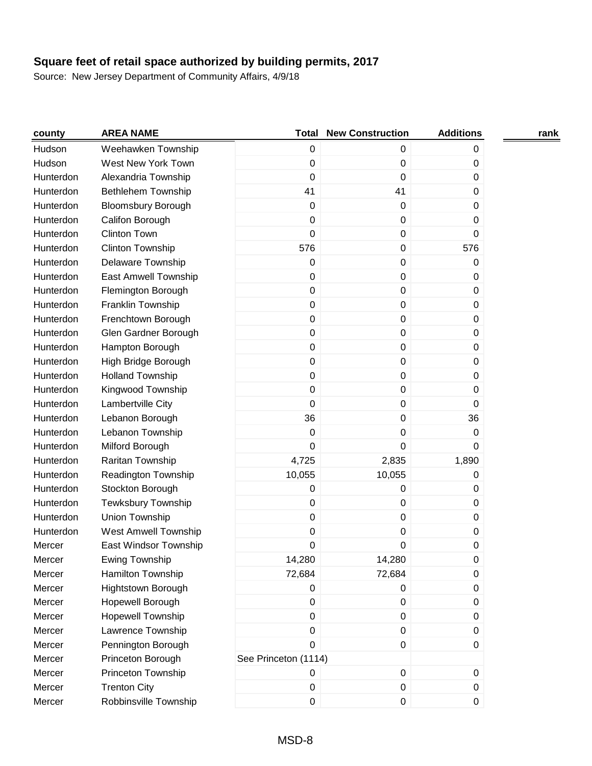**Square feet of retail space authorized by building permits, 2017**

Source: New Jersey Department of Community Affairs, 4/9/18

| county | AREA NAME | Total | New Construction | Additions | rank |
|---|---|---|---|---|---|
| Hudson | Weehawken Township | 0 | 0 | 0 | |
| Hudson | West New York Town | 0 | 0 | 0 | |
| Hunterdon | Alexandria Township | 0 | 0 | 0 | |
| Hunterdon | Bethlehem Township | 41 | 41 | 0 | |
| Hunterdon | Bloomsbury Borough | 0 | 0 | 0 | |
| Hunterdon | Califon Borough | 0 | 0 | 0 | |
| Hunterdon | Clinton Town | 0 | 0 | 0 | |
| Hunterdon | Clinton Township | 576 | 0 | 576 | |
| Hunterdon | Delaware Township | 0 | 0 | 0 | |
| Hunterdon | East Amwell Township | 0 | 0 | 0 | |
| Hunterdon | Flemington Borough | 0 | 0 | 0 | |
| Hunterdon | Franklin Township | 0 | 0 | 0 | |
| Hunterdon | Frenchtown Borough | 0 | 0 | 0 | |
| Hunterdon | Glen Gardner Borough | 0 | 0 | 0 | |
| Hunterdon | Hampton Borough | 0 | 0 | 0 | |
| Hunterdon | High Bridge Borough | 0 | 0 | 0 | |
| Hunterdon | Holland Township | 0 | 0 | 0 | |
| Hunterdon | Kingwood Township | 0 | 0 | 0 | |
| Hunterdon | Lambertville City | 0 | 0 | 0 | |
| Hunterdon | Lebanon Borough | 36 | 0 | 36 | |
| Hunterdon | Lebanon Township | 0 | 0 | 0 | |
| Hunterdon | Milford Borough | 0 | 0 | 0 | |
| Hunterdon | Raritan Township | 4,725 | 2,835 | 1,890 | |
| Hunterdon | Readington Township | 10,055 | 10,055 | 0 | |
| Hunterdon | Stockton Borough | 0 | 0 | 0 | |
| Hunterdon | Tewksbury Township | 0 | 0 | 0 | |
| Hunterdon | Union Township | 0 | 0 | 0 | |
| Hunterdon | West Amwell Township | 0 | 0 | 0 | |
| Mercer | East Windsor Township | 0 | 0 | 0 | |
| Mercer | Ewing Township | 14,280 | 14,280 | 0 | |
| Mercer | Hamilton Township | 72,684 | 72,684 | 0 | |
| Mercer | Hightstown Borough | 0 | 0 | 0 | |
| Mercer | Hopewell Borough | 0 | 0 | 0 | |
| Mercer | Hopewell Township | 0 | 0 | 0 | |
| Mercer | Lawrence Township | 0 | 0 | 0 | |
| Mercer | Pennington Borough | 0 | 0 | 0 | |
| Mercer | Princeton Borough | See Princeton (1114) | | | |
| Mercer | Princeton Township | 0 | 0 | 0 | |
| Mercer | Trenton City | 0 | 0 | 0 | |
| Mercer | Robbinsville Township | 0 | 0 | 0 | |

MSD-8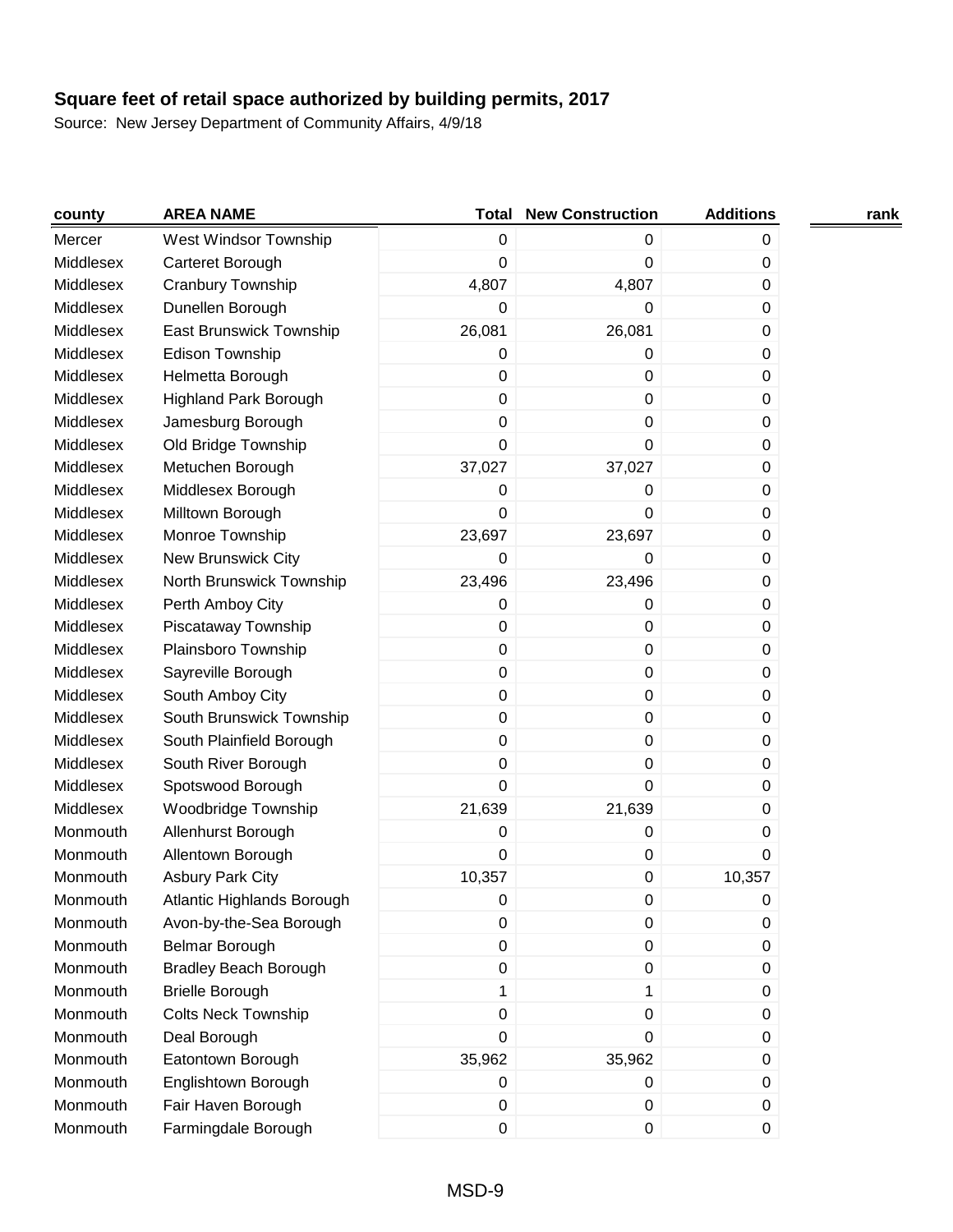**Square feet of retail space authorized by building permits, 2017**

Source: New Jersey Department of Community Affairs, 4/9/18

| county | AREA NAME | Total | New Construction | Additions | rank |
|---|---|---|---|---|---|
| Mercer | West Windsor Township | 0 | 0 | 0 | |
| Middlesex | Carteret Borough | 0 | 0 | 0 | |
| Middlesex | Cranbury Township | 4,807 | 4,807 | 0 | |
| Middlesex | Dunellen Borough | 0 | 0 | 0 | |
| Middlesex | East Brunswick Township | 26,081 | 26,081 | 0 | |
| Middlesex | Edison Township | 0 | 0 | 0 | |
| Middlesex | Helmetta Borough | 0 | 0 | 0 | |
| Middlesex | Highland Park Borough | 0 | 0 | 0 | |
| Middlesex | Jamesburg Borough | 0 | 0 | 0 | |
| Middlesex | Old Bridge Township | 0 | 0 | 0 | |
| Middlesex | Metuchen Borough | 37,027 | 37,027 | 0 | |
| Middlesex | Middlesex Borough | 0 | 0 | 0 | |
| Middlesex | Milltown Borough | 0 | 0 | 0 | |
| Middlesex | Monroe Township | 23,697 | 23,697 | 0 | |
| Middlesex | New Brunswick City | 0 | 0 | 0 | |
| Middlesex | North Brunswick Township | 23,496 | 23,496 | 0 | |
| Middlesex | Perth Amboy City | 0 | 0 | 0 | |
| Middlesex | Piscataway Township | 0 | 0 | 0 | |
| Middlesex | Plainsboro Township | 0 | 0 | 0 | |
| Middlesex | Sayreville Borough | 0 | 0 | 0 | |
| Middlesex | South Amboy City | 0 | 0 | 0 | |
| Middlesex | South Brunswick Township | 0 | 0 | 0 | |
| Middlesex | South Plainfield Borough | 0 | 0 | 0 | |
| Middlesex | South River Borough | 0 | 0 | 0 | |
| Middlesex | Spotswood Borough | 0 | 0 | 0 | |
| Middlesex | Woodbridge Township | 21,639 | 21,639 | 0 | |
| Monmouth | Allenhurst Borough | 0 | 0 | 0 | |
| Monmouth | Allentown Borough | 0 | 0 | 0 | |
| Monmouth | Asbury Park City | 10,357 | 0 | 10,357 | |
| Monmouth | Atlantic Highlands Borough | 0 | 0 | 0 | |
| Monmouth | Avon-by-the-Sea Borough | 0 | 0 | 0 | |
| Monmouth | Belmar Borough | 0 | 0 | 0 | |
| Monmouth | Bradley Beach Borough | 0 | 0 | 0 | |
| Monmouth | Brielle Borough | 1 | 1 | 0 | |
| Monmouth | Colts Neck Township | 0 | 0 | 0 | |
| Monmouth | Deal Borough | 0 | 0 | 0 | |
| Monmouth | Eatontown Borough | 35,962 | 35,962 | 0 | |
| Monmouth | Englishtown Borough | 0 | 0 | 0 | |
| Monmouth | Fair Haven Borough | 0 | 0 | 0 | |
| Monmouth | Farmingdale Borough | 0 | 0 | 0 | |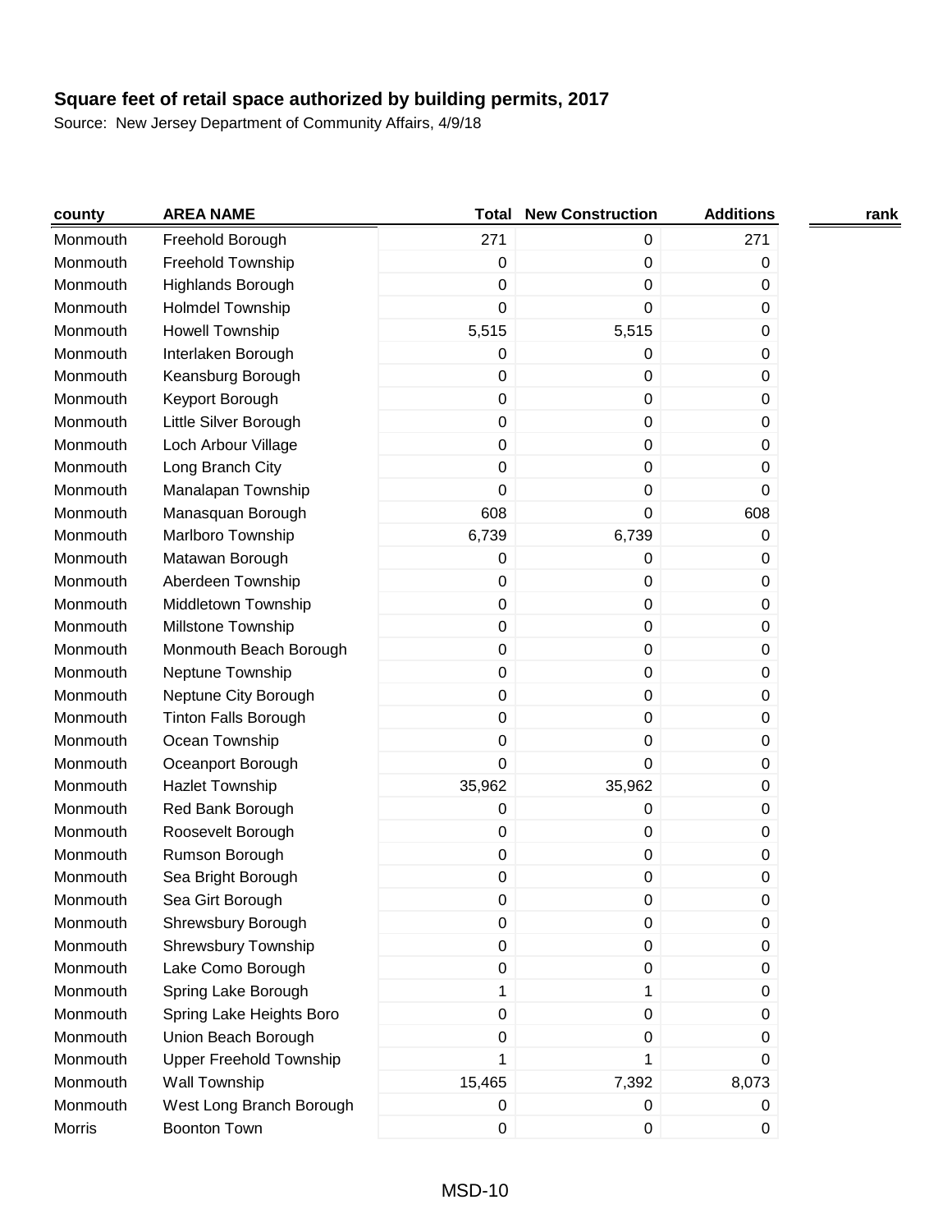**Square feet of retail space authorized by building permits, 2017**

Source: New Jersey Department of Community Affairs, 4/9/18

| county | AREA NAME | Total | New Construction | Additions | rank |
|---|---|---|---|---|---|
| Monmouth | Freehold Borough | 271 | 0 | 271 | |
| Monmouth | Freehold Township | 0 | 0 | 0 | |
| Monmouth | Highlands Borough | 0 | 0 | 0 | |
| Monmouth | Holmdel Township | 0 | 0 | 0 | |
| Monmouth | Howell Township | 5,515 | 5,515 | 0 | |
| Monmouth | Interlaken Borough | 0 | 0 | 0 | |
| Monmouth | Keansburg Borough | 0 | 0 | 0 | |
| Monmouth | Keyport Borough | 0 | 0 | 0 | |
| Monmouth | Little Silver Borough | 0 | 0 | 0 | |
| Monmouth | Loch Arbour Village | 0 | 0 | 0 | |
| Monmouth | Long Branch City | 0 | 0 | 0 | |
| Monmouth | Manalapan Township | 0 | 0 | 0 | |
| Monmouth | Manasquan Borough | 608 | 0 | 608 | |
| Monmouth | Marlboro Township | 6,739 | 6,739 | 0 | |
| Monmouth | Matawan Borough | 0 | 0 | 0 | |
| Monmouth | Aberdeen Township | 0 | 0 | 0 | |
| Monmouth | Middletown Township | 0 | 0 | 0 | |
| Monmouth | Millstone Township | 0 | 0 | 0 | |
| Monmouth | Monmouth Beach Borough | 0 | 0 | 0 | |
| Monmouth | Neptune Township | 0 | 0 | 0 | |
| Monmouth | Neptune City Borough | 0 | 0 | 0 | |
| Monmouth | Tinton Falls Borough | 0 | 0 | 0 | |
| Monmouth | Ocean Township | 0 | 0 | 0 | |
| Monmouth | Oceanport Borough | 0 | 0 | 0 | |
| Monmouth | Hazlet Township | 35,962 | 35,962 | 0 | |
| Monmouth | Red Bank Borough | 0 | 0 | 0 | |
| Monmouth | Roosevelt Borough | 0 | 0 | 0 | |
| Monmouth | Rumson Borough | 0 | 0 | 0 | |
| Monmouth | Sea Bright Borough | 0 | 0 | 0 | |
| Monmouth | Sea Girt Borough | 0 | 0 | 0 | |
| Monmouth | Shrewsbury Borough | 0 | 0 | 0 | |
| Monmouth | Shrewsbury Township | 0 | 0 | 0 | |
| Monmouth | Lake Como Borough | 0 | 0 | 0 | |
| Monmouth | Spring Lake Borough | 1 | 1 | 0 | |
| Monmouth | Spring Lake Heights Boro | 0 | 0 | 0 | |
| Monmouth | Union Beach Borough | 0 | 0 | 0 | |
| Monmouth | Upper Freehold Township | 1 | 1 | 0 | |
| Monmouth | Wall Township | 15,465 | 7,392 | 8,073 | |
| Monmouth | West Long Branch Borough | 0 | 0 | 0 | |
| Morris | Boonton Town | 0 | 0 | 0 | |

MSD-10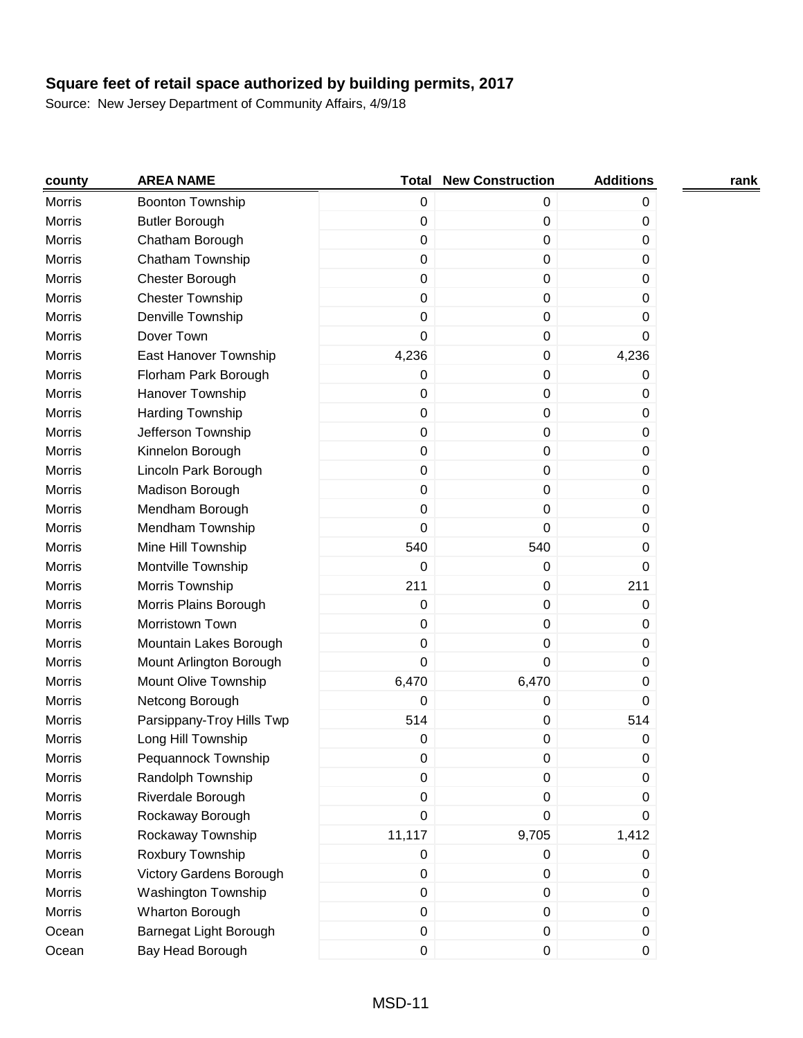**Square feet of retail space authorized by building permits, 2017**

Source: New Jersey Department of Community Affairs, 4/9/18

| county | AREA NAME | Total | New Construction | Additions | rank |
|---|---|---|---|---|---|
| Morris | Boonton Township | 0 | 0 | 0 | |
| Morris | Butler Borough | 0 | 0 | 0 | |
| Morris | Chatham Borough | 0 | 0 | 0 | |
| Morris | Chatham Township | 0 | 0 | 0 | |
| Morris | Chester Borough | 0 | 0 | 0 | |
| Morris | Chester Township | 0 | 0 | 0 | |
| Morris | Denville Township | 0 | 0 | 0 | |
| Morris | Dover Town | 0 | 0 | 0 | |
| Morris | East Hanover Township | 4,236 | 0 | 4,236 | |
| Morris | Florham Park Borough | 0 | 0 | 0 | |
| Morris | Hanover Township | 0 | 0 | 0 | |
| Morris | Harding Township | 0 | 0 | 0 | |
| Morris | Jefferson Township | 0 | 0 | 0 | |
| Morris | Kinnelon Borough | 0 | 0 | 0 | |
| Morris | Lincoln Park Borough | 0 | 0 | 0 | |
| Morris | Madison Borough | 0 | 0 | 0 | |
| Morris | Mendham Borough | 0 | 0 | 0 | |
| Morris | Mendham Township | 0 | 0 | 0 | |
| Morris | Mine Hill Township | 540 | 540 | 0 | |
| Morris | Montville Township | 0 | 0 | 0 | |
| Morris | Morris Township | 211 | 0 | 211 | |
| Morris | Morris Plains Borough | 0 | 0 | 0 | |
| Morris | Morristown Town | 0 | 0 | 0 | |
| Morris | Mountain Lakes Borough | 0 | 0 | 0 | |
| Morris | Mount Arlington Borough | 0 | 0 | 0 | |
| Morris | Mount Olive Township | 6,470 | 6,470 | 0 | |
| Morris | Netcong Borough | 0 | 0 | 0 | |
| Morris | Parsippany-Troy Hills Twp | 514 | 0 | 514 | |
| Morris | Long Hill Township | 0 | 0 | 0 | |
| Morris | Pequannock Township | 0 | 0 | 0 | |
| Morris | Randolph Township | 0 | 0 | 0 | |
| Morris | Riverdale Borough | 0 | 0 | 0 | |
| Morris | Rockaway Borough | 0 | 0 | 0 | |
| Morris | Rockaway Township | 11,117 | 9,705 | 1,412 | |
| Morris | Roxbury Township | 0 | 0 | 0 | |
| Morris | Victory Gardens Borough | 0 | 0 | 0 | |
| Morris | Washington Township | 0 | 0 | 0 | |
| Morris | Wharton Borough | 0 | 0 | 0 | |
| Ocean | Barnegat Light Borough | 0 | 0 | 0 | |
| Ocean | Bay Head Borough | 0 | 0 | 0 | |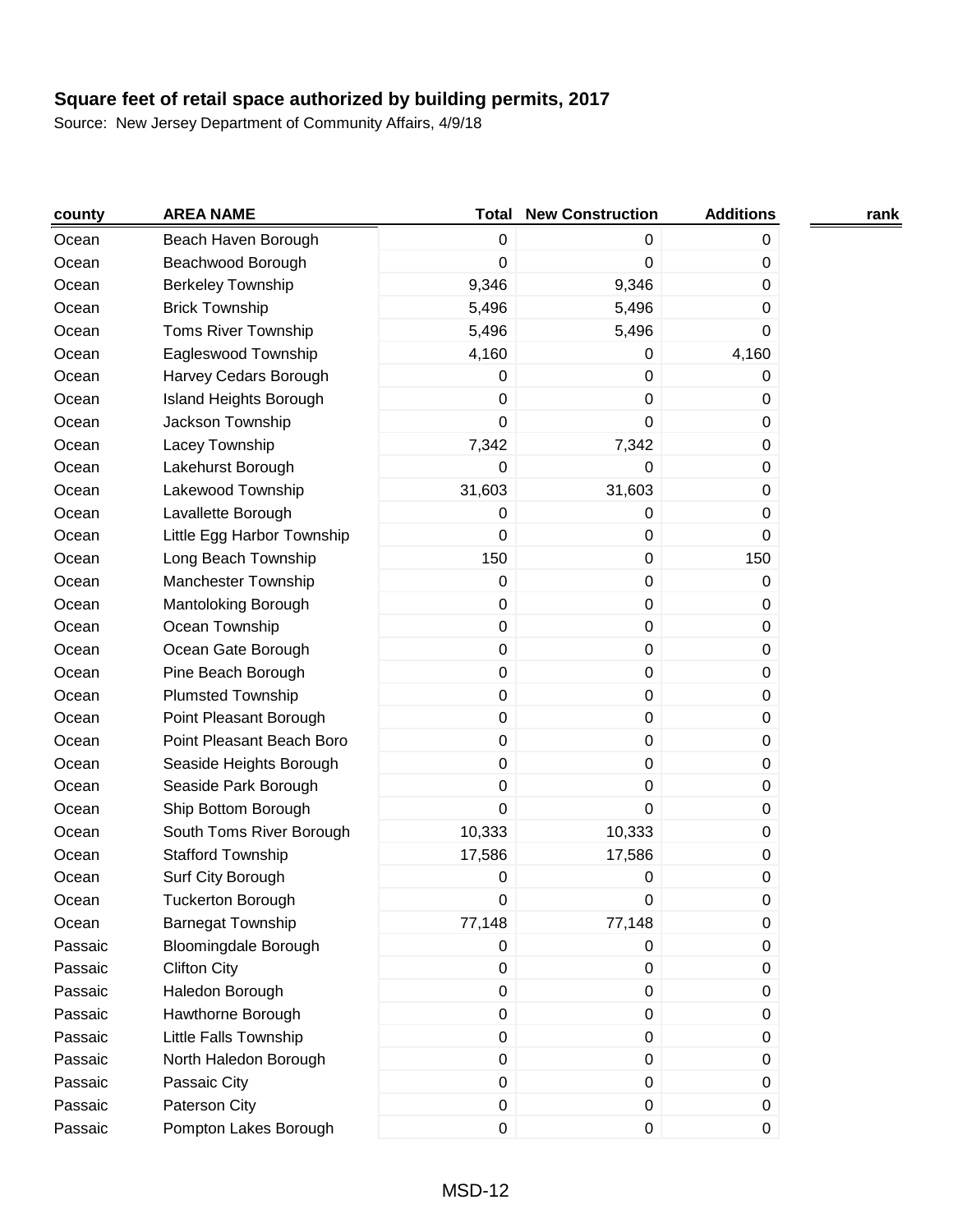**Square feet of retail space authorized by building permits, 2017**

Source: New Jersey Department of Community Affairs, 4/9/18

| county | AREA NAME | Total | New Construction | Additions | rank |
|---|---|---|---|---|---|
| Ocean | Beach Haven Borough | 0 | 0 | 0 | |
| Ocean | Beachwood Borough | 0 | 0 | 0 | |
| Ocean | Berkeley Township | 9,346 | 9,346 | 0 | |
| Ocean | Brick Township | 5,496 | 5,496 | 0 | |
| Ocean | Toms River Township | 5,496 | 5,496 | 0 | |
| Ocean | Eagleswood Township | 4,160 | 0 | 4,160 | |
| Ocean | Harvey Cedars Borough | 0 | 0 | 0 | |
| Ocean | Island Heights Borough | 0 | 0 | 0 | |
| Ocean | Jackson Township | 0 | 0 | 0 | |
| Ocean | Lacey Township | 7,342 | 7,342 | 0 | |
| Ocean | Lakehurst Borough | 0 | 0 | 0 | |
| Ocean | Lakewood Township | 31,603 | 31,603 | 0 | |
| Ocean | Lavallette Borough | 0 | 0 | 0 | |
| Ocean | Little Egg Harbor Township | 0 | 0 | 0 | |
| Ocean | Long Beach Township | 150 | 0 | 150 | |
| Ocean | Manchester Township | 0 | 0 | 0 | |
| Ocean | Mantoloking Borough | 0 | 0 | 0 | |
| Ocean | Ocean Township | 0 | 0 | 0 | |
| Ocean | Ocean Gate Borough | 0 | 0 | 0 | |
| Ocean | Pine Beach Borough | 0 | 0 | 0 | |
| Ocean | Plumsted Township | 0 | 0 | 0 | |
| Ocean | Point Pleasant Borough | 0 | 0 | 0 | |
| Ocean | Point Pleasant Beach Boro | 0 | 0 | 0 | |
| Ocean | Seaside Heights Borough | 0 | 0 | 0 | |
| Ocean | Seaside Park Borough | 0 | 0 | 0 | |
| Ocean | Ship Bottom Borough | 0 | 0 | 0 | |
| Ocean | South Toms River Borough | 10,333 | 10,333 | 0 | |
| Ocean | Stafford Township | 17,586 | 17,586 | 0 | |
| Ocean | Surf City Borough | 0 | 0 | 0 | |
| Ocean | Tuckerton Borough | 0 | 0 | 0 | |
| Ocean | Barnegat Township | 77,148 | 77,148 | 0 | |
| Passaic | Bloomingdale Borough | 0 | 0 | 0 | |
| Passaic | Clifton City | 0 | 0 | 0 | |
| Passaic | Haledon Borough | 0 | 0 | 0 | |
| Passaic | Hawthorne Borough | 0 | 0 | 0 | |
| Passaic | Little Falls Township | 0 | 0 | 0 | |
| Passaic | North Haledon Borough | 0 | 0 | 0 | |
| Passaic | Passaic City | 0 | 0 | 0 | |
| Passaic | Paterson City | 0 | 0 | 0 | |
| Passaic | Pompton Lakes Borough | 0 | 0 | 0 | |

MSD-12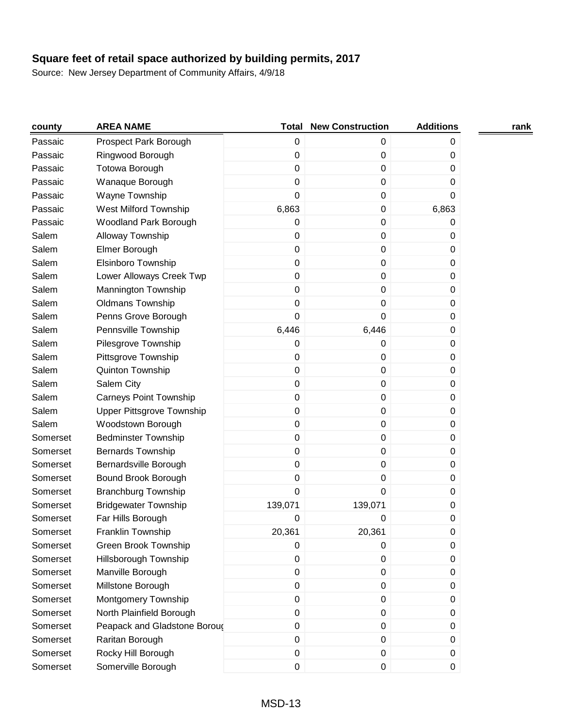**Square feet of retail space authorized by building permits, 2017**

Source: New Jersey Department of Community Affairs, 4/9/18

| county | AREA NAME | Total | New Construction | Additions | rank |
|---|---|---|---|---|---|
| Passaic | Prospect Park Borough | 0 | 0 | 0 | |
| Passaic | Ringwood Borough | 0 | 0 | 0 | |
| Passaic | Totowa Borough | 0 | 0 | 0 | |
| Passaic | Wanaque Borough | 0 | 0 | 0 | |
| Passaic | Wayne Township | 0 | 0 | 0 | |
| Passaic | West Milford Township | 6,863 | 0 | 6,863 | |
| Passaic | Woodland Park Borough | 0 | 0 | 0 | |
| Salem | Alloway Township | 0 | 0 | 0 | |
| Salem | Elmer Borough | 0 | 0 | 0 | |
| Salem | Elsinboro Township | 0 | 0 | 0 | |
| Salem | Lower Alloways Creek Twp | 0 | 0 | 0 | |
| Salem | Mannington Township | 0 | 0 | 0 | |
| Salem | Oldmans Township | 0 | 0 | 0 | |
| Salem | Penns Grove Borough | 0 | 0 | 0 | |
| Salem | Pennsville Township | 6,446 | 6,446 | 0 | |
| Salem | Pilesgrove Township | 0 | 0 | 0 | |
| Salem | Pittsgrove Township | 0 | 0 | 0 | |
| Salem | Quinton Township | 0 | 0 | 0 | |
| Salem | Salem City | 0 | 0 | 0 | |
| Salem | Carneys Point Township | 0 | 0 | 0 | |
| Salem | Upper Pittsgrove Township | 0 | 0 | 0 | |
| Salem | Woodstown Borough | 0 | 0 | 0 | |
| Somerset | Bedminster Township | 0 | 0 | 0 | |
| Somerset | Bernards Township | 0 | 0 | 0 | |
| Somerset | Bernardsville Borough | 0 | 0 | 0 | |
| Somerset | Bound Brook Borough | 0 | 0 | 0 | |
| Somerset | Branchburg Township | 0 | 0 | 0 | |
| Somerset | Bridgewater Township | 139,071 | 139,071 | 0 | |
| Somerset | Far Hills Borough | 0 | 0 | 0 | |
| Somerset | Franklin Township | 20,361 | 20,361 | 0 | |
| Somerset | Green Brook Township | 0 | 0 | 0 | |
| Somerset | Hillsborough Township | 0 | 0 | 0 | |
| Somerset | Manville Borough | 0 | 0 | 0 | |
| Somerset | Millstone Borough | 0 | 0 | 0 | |
| Somerset | Montgomery Township | 0 | 0 | 0 | |
| Somerset | North Plainfield Borough | 0 | 0 | 0 | |
| Somerset | Peapack and Gladstone Boroug | 0 | 0 | 0 | |
| Somerset | Raritan Borough | 0 | 0 | 0 | |
| Somerset | Rocky Hill Borough | 0 | 0 | 0 | |
| Somerset | Somerville Borough | 0 | 0 | 0 | |

MSD-13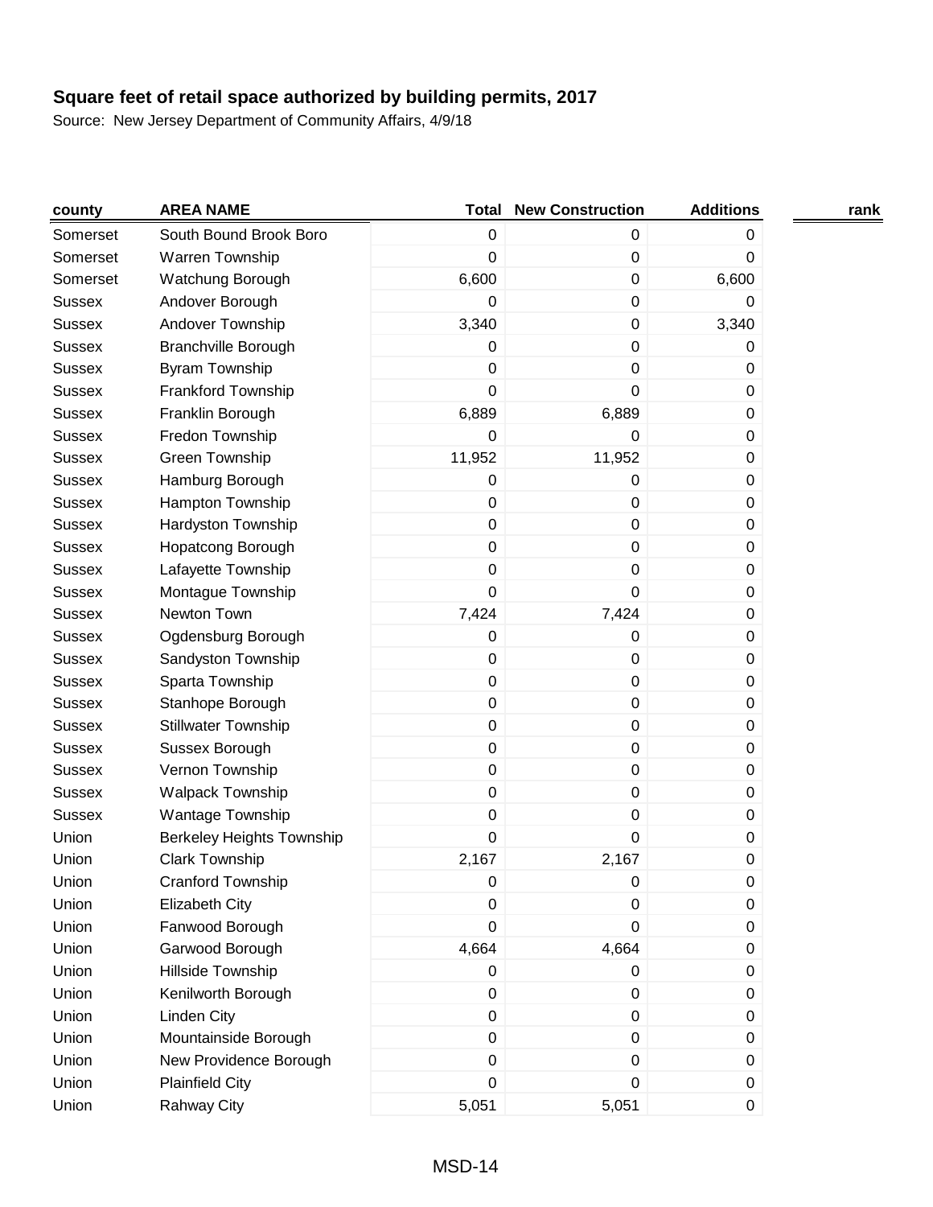**Square feet of retail space authorized by building permits, 2017**

Source: New Jersey Department of Community Affairs, 4/9/18

| county | AREA NAME | Total | New Construction | Additions | rank |
|---|---|---|---|---|---|
| Somerset | South Bound Brook Boro | 0 | 0 | 0 | |
| Somerset | Warren Township | 0 | 0 | 0 | |
| Somerset | Watchung Borough | 6,600 | 0 | 6,600 | |
| Sussex | Andover Borough | 0 | 0 | 0 | |
| Sussex | Andover Township | 3,340 | 0 | 3,340 | |
| Sussex | Branchville Borough | 0 | 0 | 0 | |
| Sussex | Byram Township | 0 | 0 | 0 | |
| Sussex | Frankford Township | 0 | 0 | 0 | |
| Sussex | Franklin Borough | 6,889 | 6,889 | 0 | |
| Sussex | Fredon Township | 0 | 0 | 0 | |
| Sussex | Green Township | 11,952 | 11,952 | 0 | |
| Sussex | Hamburg Borough | 0 | 0 | 0 | |
| Sussex | Hampton Township | 0 | 0 | 0 | |
| Sussex | Hardyston Township | 0 | 0 | 0 | |
| Sussex | Hopatcong Borough | 0 | 0 | 0 | |
| Sussex | Lafayette Township | 0 | 0 | 0 | |
| Sussex | Montague Township | 0 | 0 | 0 | |
| Sussex | Newton Town | 7,424 | 7,424 | 0 | |
| Sussex | Ogdensburg Borough | 0 | 0 | 0 | |
| Sussex | Sandyston Township | 0 | 0 | 0 | |
| Sussex | Sparta Township | 0 | 0 | 0 | |
| Sussex | Stanhope Borough | 0 | 0 | 0 | |
| Sussex | Stillwater Township | 0 | 0 | 0 | |
| Sussex | Sussex Borough | 0 | 0 | 0 | |
| Sussex | Vernon Township | 0 | 0 | 0 | |
| Sussex | Walpack Township | 0 | 0 | 0 | |
| Sussex | Wantage Township | 0 | 0 | 0 | |
| Union | Berkeley Heights Township | 0 | 0 | 0 | |
| Union | Clark Township | 2,167 | 2,167 | 0 | |
| Union | Cranford Township | 0 | 0 | 0 | |
| Union | Elizabeth City | 0 | 0 | 0 | |
| Union | Fanwood Borough | 0 | 0 | 0 | |
| Union | Garwood Borough | 4,664 | 4,664 | 0 | |
| Union | Hillside Township | 0 | 0 | 0 | |
| Union | Kenilworth Borough | 0 | 0 | 0 | |
| Union | Linden City | 0 | 0 | 0 | |
| Union | Mountainside Borough | 0 | 0 | 0 | |
| Union | New Providence Borough | 0 | 0 | 0 | |
| Union | Plainfield City | 0 | 0 | 0 | |
| Union | Rahway City | 5,051 | 5,051 | 0 | |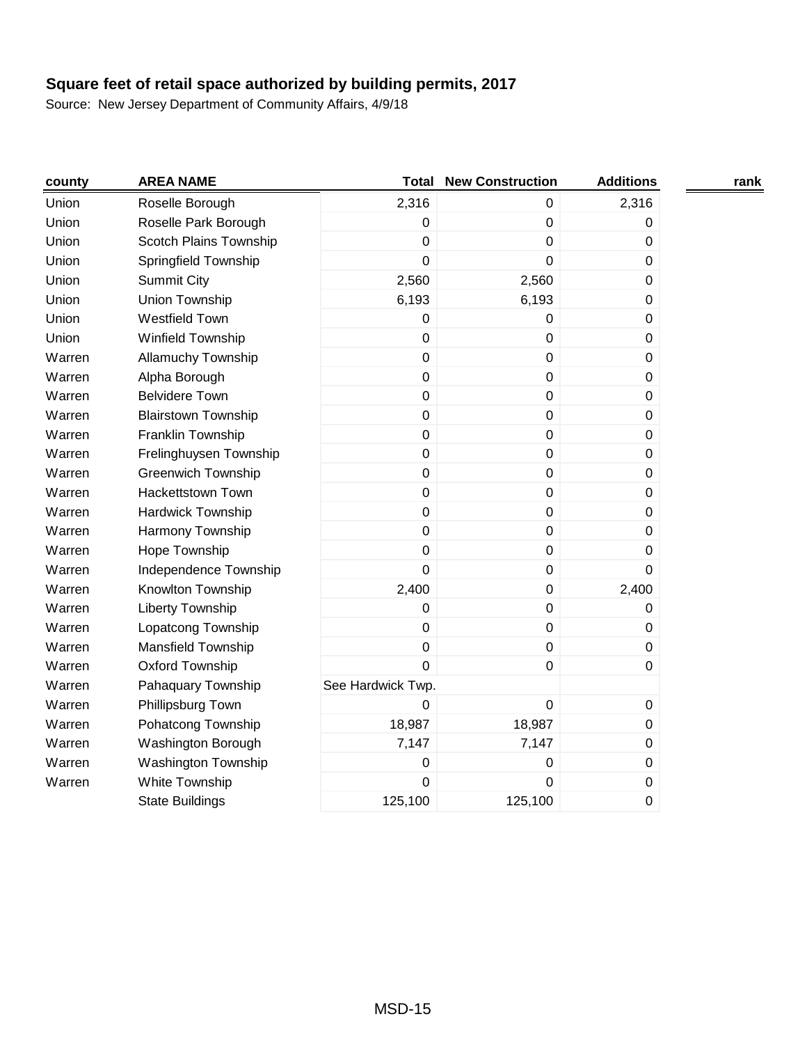**Square feet of retail space authorized by building permits, 2017**

Source: New Jersey Department of Community Affairs, 4/9/18

| county | AREA NAME | Total | New Construction | Additions | rank |
|---|---|---|---|---|---|
| Union | Roselle Borough | 2,316 | 0 | 2,316 | |
| Union | Roselle Park Borough | 0 | 0 | 0 | |
| Union | Scotch Plains Township | 0 | 0 | 0 | |
| Union | Springfield Township | 0 | 0 | 0 | |
| Union | Summit City | 2,560 | 2,560 | 0 | |
| Union | Union Township | 6,193 | 6,193 | 0 | |
| Union | Westfield Town | 0 | 0 | 0 | |
| Union | Winfield Township | 0 | 0 | 0 | |
| Warren | Allamuchy Township | 0 | 0 | 0 | |
| Warren | Alpha Borough | 0 | 0 | 0 | |
| Warren | Belvidere Town | 0 | 0 | 0 | |
| Warren | Blairstown Township | 0 | 0 | 0 | |
| Warren | Franklin Township | 0 | 0 | 0 | |
| Warren | Frelinghuysen Township | 0 | 0 | 0 | |
| Warren | Greenwich Township | 0 | 0 | 0 | |
| Warren | Hackettstown Town | 0 | 0 | 0 | |
| Warren | Hardwick Township | 0 | 0 | 0 | |
| Warren | Harmony Township | 0 | 0 | 0 | |
| Warren | Hope Township | 0 | 0 | 0 | |
| Warren | Independence Township | 0 | 0 | 0 | |
| Warren | Knowlton Township | 2,400 | 0 | 2,400 | |
| Warren | Liberty Township | 0 | 0 | 0 | |
| Warren | Lopatcong Township | 0 | 0 | 0 | |
| Warren | Mansfield Township | 0 | 0 | 0 | |
| Warren | Oxford Township | 0 | 0 | 0 | |
| Warren | Pahaquary Township | See Hardwick Twp. | | | |
| Warren | Phillipsburg Town | 0 | 0 | 0 | |
| Warren | Pohatcong Township | 18,987 | 18,987 | 0 | |
| Warren | Washington Borough | 7,147 | 7,147 | 0 | |
| Warren | Washington Township | 0 | 0 | 0 | |
| Warren | White Township | 0 | 0 | 0 | |
| | State Buildings | 125,100 | 125,100 | 0 | |

MSD-15